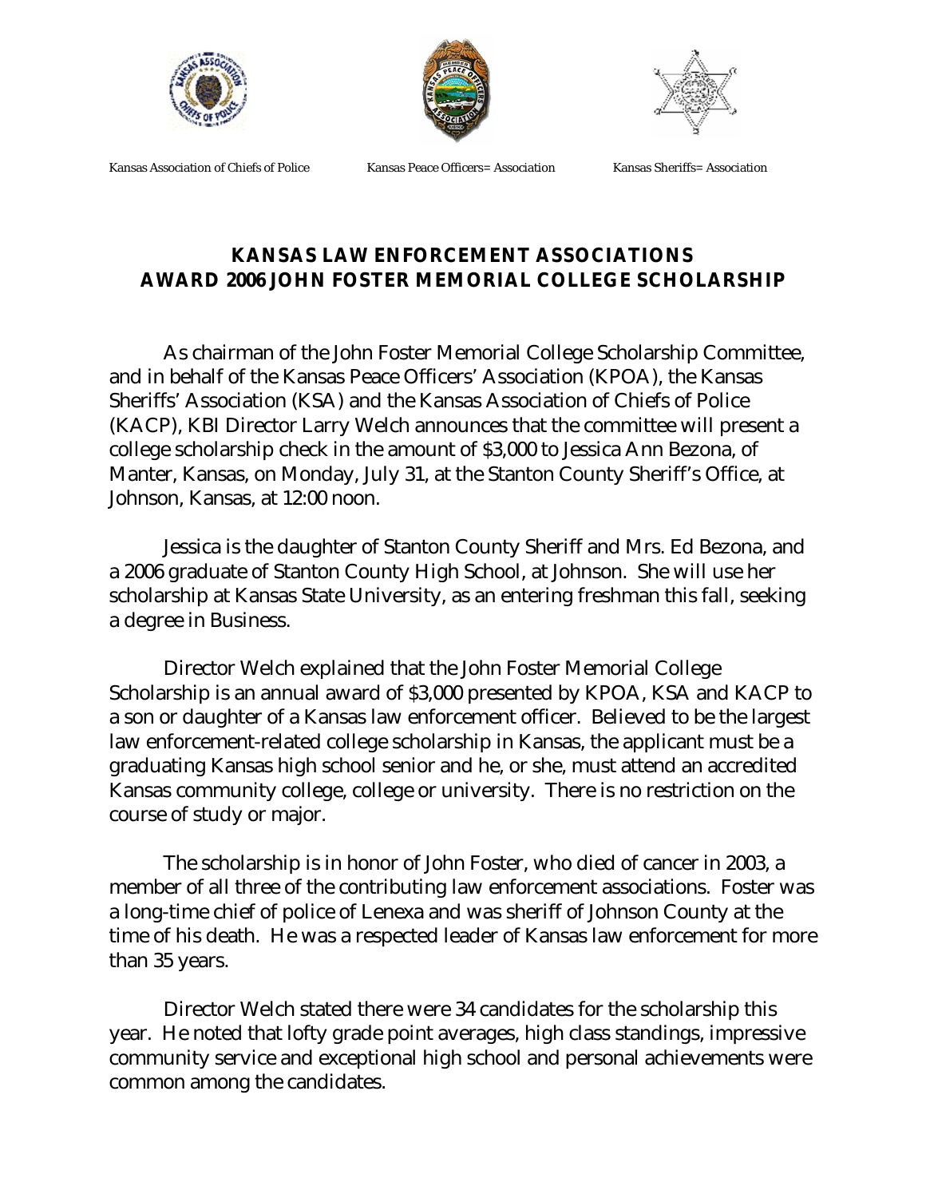Kansas Association of Chiefs of Police Kansas Peace Officers= Association Kansas Sheriffs= Association

# KANSAS LAW ENFORCEMENT ASSOCIATIONS AWARD 2006 JOHN FOSTER MEMORIAL COLLEGE SCHOLARSHIP

As chairman of the John Foster Memorial College Scholarship Committee, and in behalf of the Kansas Peace Officers' Association (KPOA), the Kansas Sheriffs' Association (KSA) and the Kansas Association of Chiefs of Police (KACP), KBI Director Larry Welch announces that the committee will present a college scholarship check in the amount of $3,000 to Jessica Ann Bezona, of Manter, Kansas, on Monday, July 31, at the Stanton County Sheriff's Office, at Johnson, Kansas, at 12:00 noon.

Jessica is the daughter of Stanton County Sheriff and Mrs. Ed Bezona, and a 2006 graduate of Stanton County High School, at Johnson. She will use her scholarship at Kansas State University, as an entering freshman this fall, seeking a degree in Business.

Director Welch explained that the John Foster Memorial College Scholarship is an annual award of $3,000 presented by KPOA, KSA and KACP to a son or daughter of a Kansas law enforcement officer. Believed to be the largest law enforcement-related college scholarship in Kansas, the applicant must be a graduating Kansas high school senior and he, or she, must attend an accredited Kansas community college, college or university. There is no restriction on the course of study or major.

The scholarship is in honor of John Foster, who died of cancer in 2003, a member of all three of the contributing law enforcement associations. Foster was a long-time chief of police of Lenexa and was sheriff of Johnson County at the time of his death. He was a respected leader of Kansas law enforcement for more than 35 years.

Director Welch stated there were 34 candidates for the scholarship this year. He noted that lofty grade point averages, high class standings, impressive community service and exceptional high school and personal achievements were common among the candidates.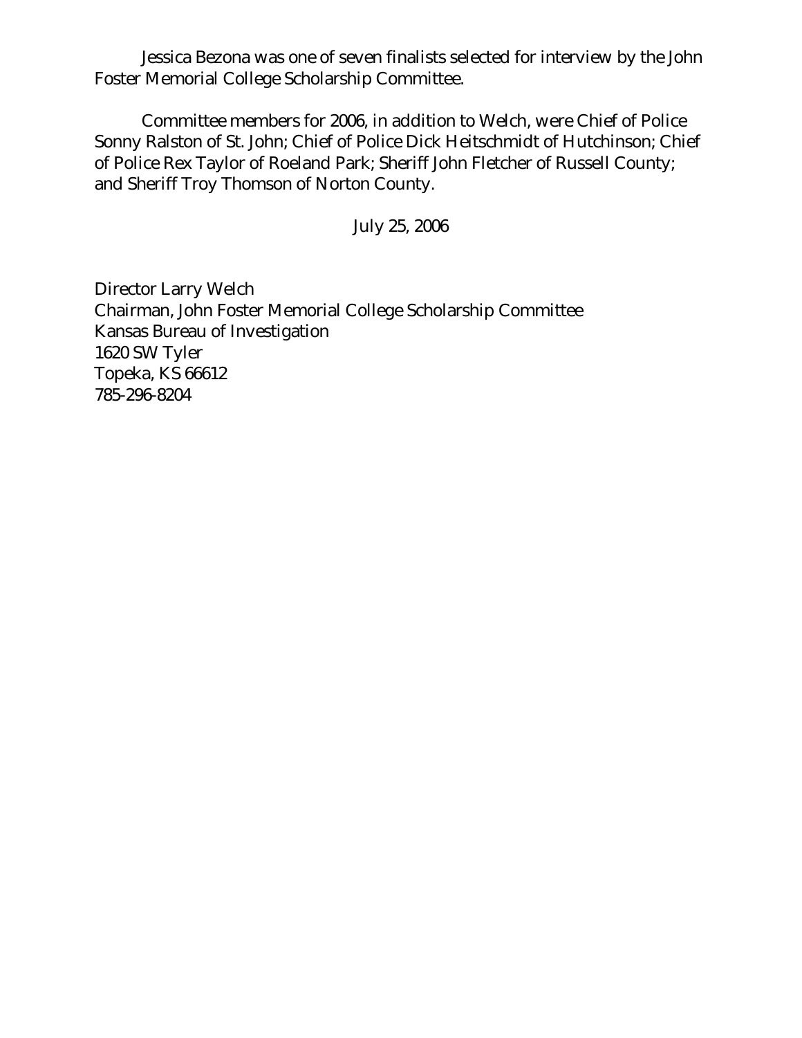Jessica Bezona was one of seven finalists selected for interview by the John Foster Memorial College Scholarship Committee.

Committee members for 2006, in addition to Welch, were Chief of Police Sonny Ralston of St. John; Chief of Police Dick Heitschmidt of Hutchinson; Chief of Police Rex Taylor of Roeland Park; Sheriff John Fletcher of Russell County; and Sheriff Troy Thomson of Norton County.

July 25, 2006

Director Larry Welch  
Chairman, John Foster Memorial College Scholarship Committee  
Kansas Bureau of Investigation  
1620 SW Tyler  
Topeka, KS 66612  
785-296-8204